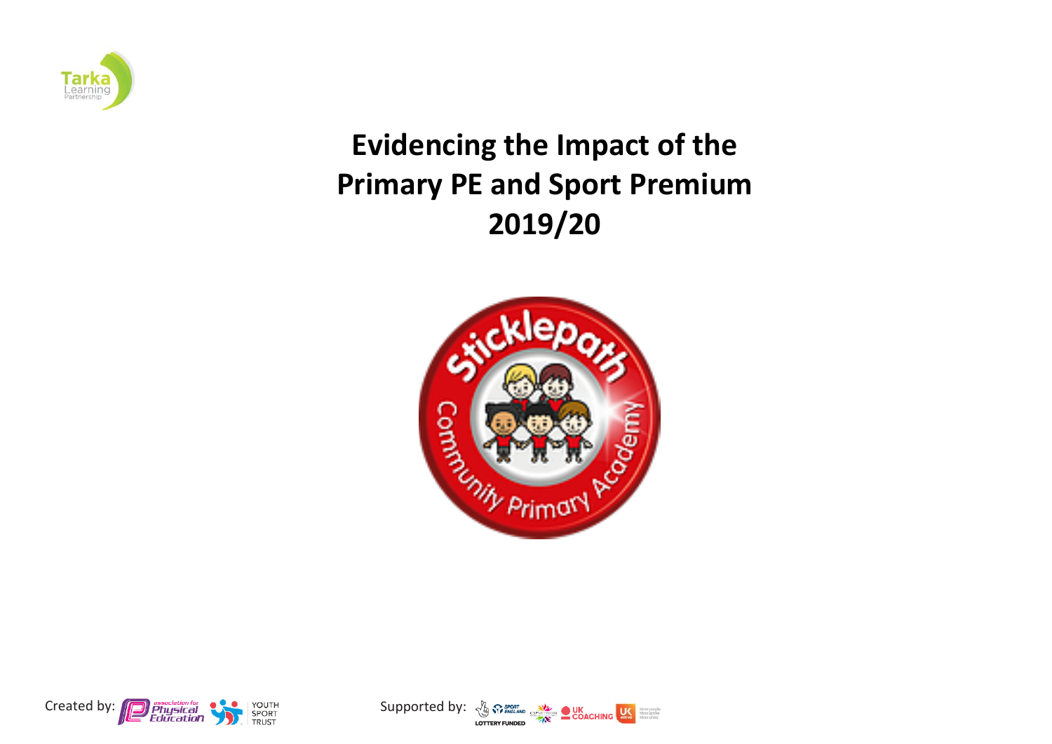# Evidencing the Impact of the Primary PE and Sport Premium 2019/20

Created by: Physical Education Youth Sport Trust

Supported by: Sport England, UK Coaching, UK Active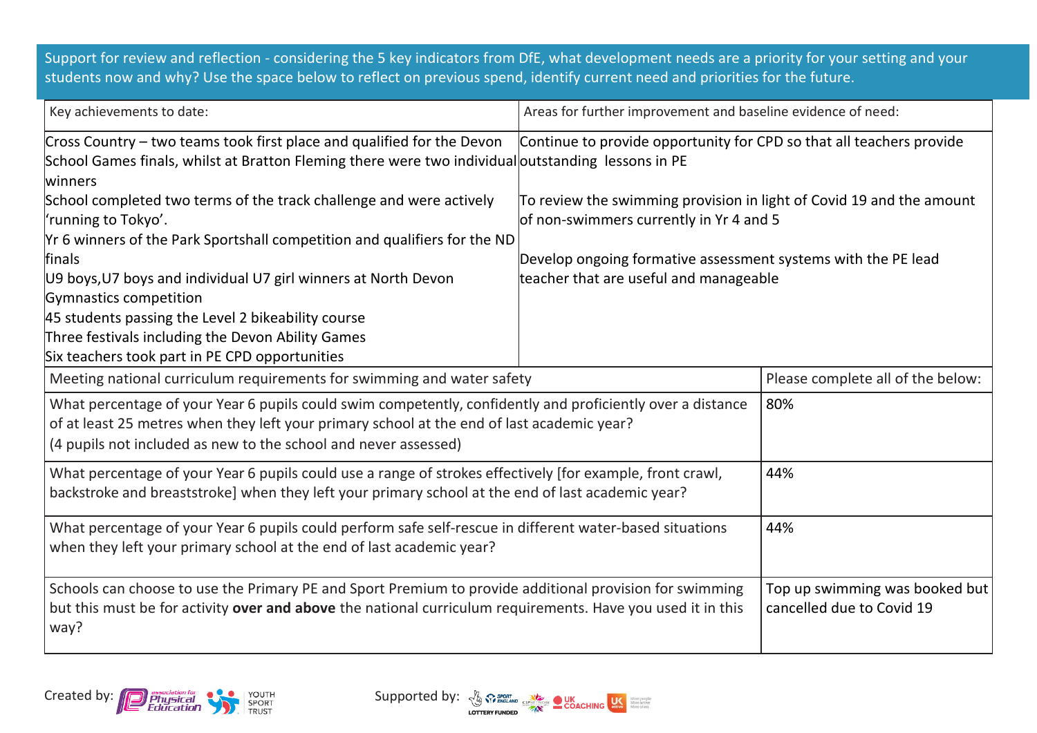Support for review and reflection - considering the 5 key indicators from DfE, what development needs are a priority for your setting and your students now and why? Use the space below to reflect on previous spend, identify current need and priorities for the future.

| Key achievements to date: | Areas for further improvement and baseline evidence of need: |
|---|---|
| Cross Country – two teams took first place and qualified for the Devon School Games finals, whilst at Bratton Fleming there were two individual winners<br>School completed two terms of the track challenge and were actively 'running to Tokyo'.<br>Yr 6 winners of the Park Sportshall competition and qualifiers for the ND finals<br>U9 boys,U7 boys and individual U7 girl winners at North Devon Gymnastics competition<br>45 students passing the Level 2 bikeability course<br>Three festivals including the Devon Ability Games<br>Six teachers took part in PE CPD opportunities | Continue to provide opportunity for CPD so that all teachers provide outstanding lessons in PE<br><br>To review the swimming provision in light of Covid 19 and the amount of non-swimmers currently in Yr 4 and 5<br><br>Develop ongoing formative assessment systems with the PE lead teacher that are useful and manageable |

| Meeting national curriculum requirements for swimming and water safety | Please complete all of the below: |
|---|---|
| What percentage of your Year 6 pupils could swim competently, confidently and proficiently over a distance of at least 25 metres when they left your primary school at the end of last academic year?<br>(4 pupils not included as new to the school and never assessed) | 80% |
| What percentage of your Year 6 pupils could use a range of strokes effectively [for example, front crawl, backstroke and breaststroke] when they left your primary school at the end of last academic year? | 44% |
| What percentage of your Year 6 pupils could perform safe self-rescue in different water-based situations when they left your primary school at the end of last academic year? | 44% |
| Schools can choose to use the Primary PE and Sport Premium to provide additional provision for swimming but this must be for activity **over and above** the national curriculum requirements. Have you used it in this way? | Top up swimming was booked but cancelled due to Covid 19 |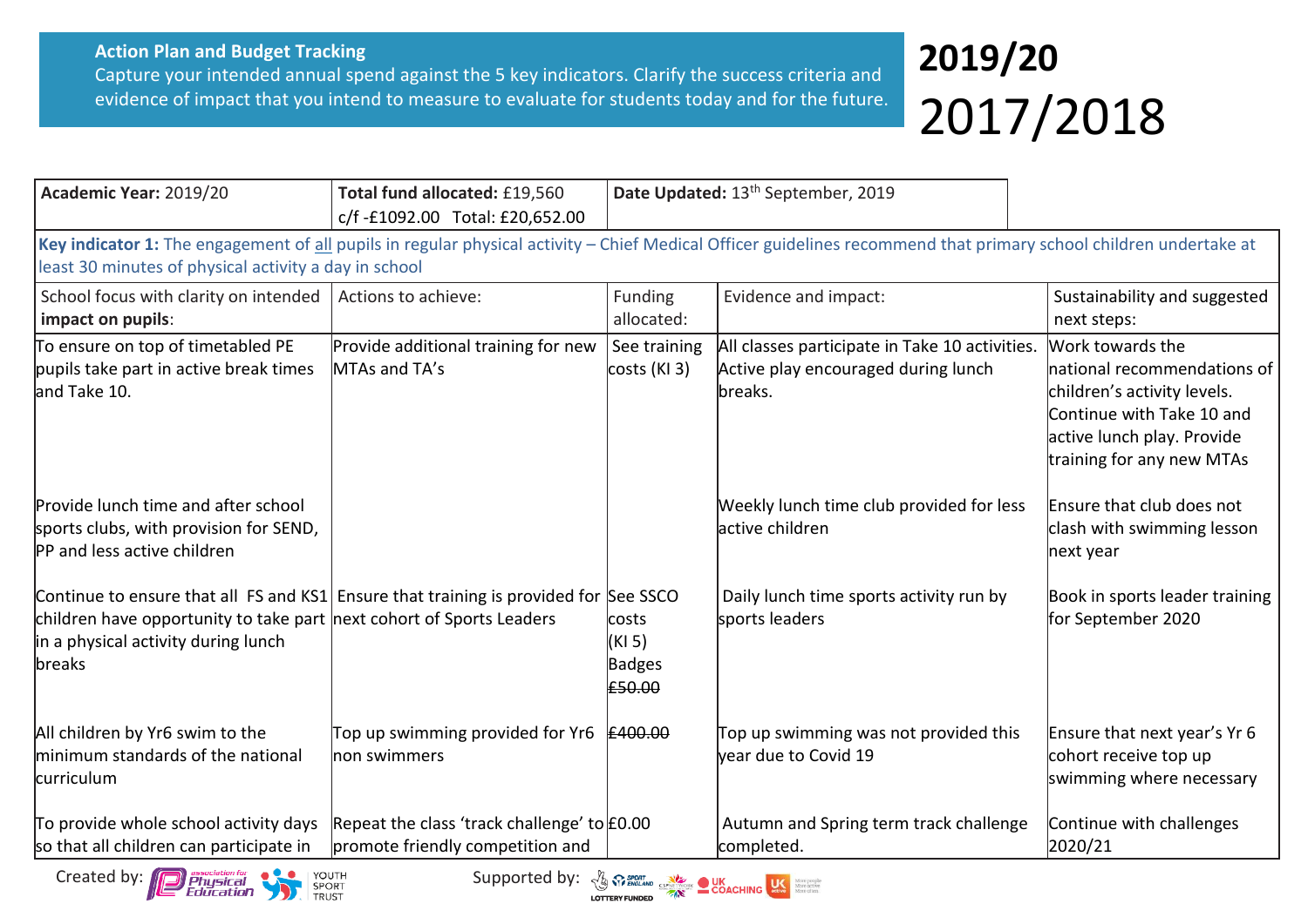**Action Plan and Budget Tracking**

Capture your intended annual spend against the 5 key indicators. Clarify the success criteria and evidence of impact that you intend to measure to evaluate for students today and for the future.

**2019/20**

2017/2018

| **Academic Year:** 2019/20 | **Total fund allocated:** £19,560 c/f -£1092.00 Total: £20,652.00 | **Date Updated:** 13th September, 2019 | | |
|---|---|---|---|---|
| **Key indicator 1:** The engagement of all pupils in regular physical activity – Chief Medical Officer guidelines recommend that primary school children undertake at least 30 minutes of physical activity a day in school | | | | |
| School focus with clarity on intended **impact on pupils**: | Actions to achieve: | Funding allocated: | Evidence and impact: | Sustainability and suggested next steps: |
| To ensure on top of timetabled PE pupils take part in active break times and Take 10. | Provide additional training for new MTAs and TA's | See training costs (KI 3) | All classes participate in Take 10 activities. Active play encouraged during lunch breaks. | Work towards the national recommendations of children's activity levels. Continue with Take 10 and active lunch play. Provide training for any new MTAs |
| Provide lunch time and after school sports clubs, with provision for SEND, PP and less active children | | | Weekly lunch time club provided for less active children | Ensure that club does not clash with swimming lesson next year |
| Continue to ensure that all FS and KS1 children have opportunity to take part in a physical activity during lunch breaks | Ensure that training is provided for next cohort of Sports Leaders | See SSCO costs (KI 5) Badges ~~£50.00~~ | Daily lunch time sports activity run by sports leaders | Book in sports leader training for September 2020 |
| All children by Yr6 swim to the minimum standards of the national curriculum | Top up swimming provided for Yr6 non swimmers | ~~£400.00~~ | Top up swimming was not provided this year due to Covid 19 | Ensure that next year's Yr 6 cohort receive top up swimming where necessary |
| To provide whole school activity days so that all children can participate in | Repeat the class 'track challenge' to promote friendly competition and | £0.00 | Autumn and Spring term track challenge completed. | Continue with challenges 2020/21 |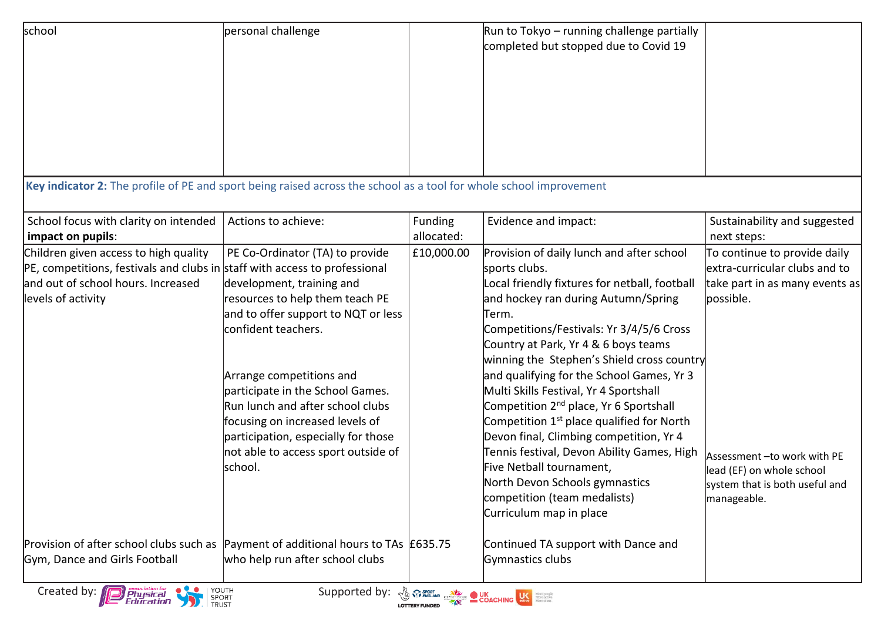| school | personal challenge | | Run to Tokyo – running challenge partially completed but stopped due to Covid 19 | |
|---|---|---|---|---|

**Key indicator 2:** The profile of PE and sport being raised across the school as a tool for whole school improvement

| School focus with clarity on intended **impact on pupils**: | Actions to achieve: | Funding allocated: | Evidence and impact: | Sustainability and suggested next steps: |
|---|---|---|---|---|
| Children given access to high quality PE, competitions, festivals and clubs in and out of school hours. Increased levels of activity | PE Co-Ordinator (TA) to provide staff with access to professional development, training and resources to help them teach PE and to offer support to NQT or less confident teachers.<br><br>Arrange competitions and participate in the School Games. Run lunch and after school clubs focusing on increased levels of participation, especially for those not able to access sport outside of school. | £10,000.00 | Provision of daily lunch and after school sports clubs.<br>Local friendly fixtures for netball, football and hockey ran during Autumn/Spring Term.<br>Competitions/Festivals: Yr 3/4/5/6 Cross Country at Park, Yr 4 & 6 boys teams winning the Stephen's Shield cross country and qualifying for the School Games, Yr 3 Multi Skills Festival, Yr 4 Sportshall Competition 2nd place, Yr 6 Sportshall Competition 1st place qualified for North Devon final, Climbing competition, Yr 4 Tennis festival, Devon Ability Games, High Five Netball tournament,<br>North Devon Schools gymnastics competition (team medalists)<br>Curriculum map in place | To continue to provide daily extra-curricular clubs and to take part in as many events as possible.<br><br>Assessment –to work with PE lead (EF) on whole school system that is both useful and manageable. |
| Provision of after school clubs such as Gym, Dance and Girls Football | Payment of additional hours to TAs who help run after school clubs | £635.75 | Continued TA support with Dance and Gymnastics clubs | |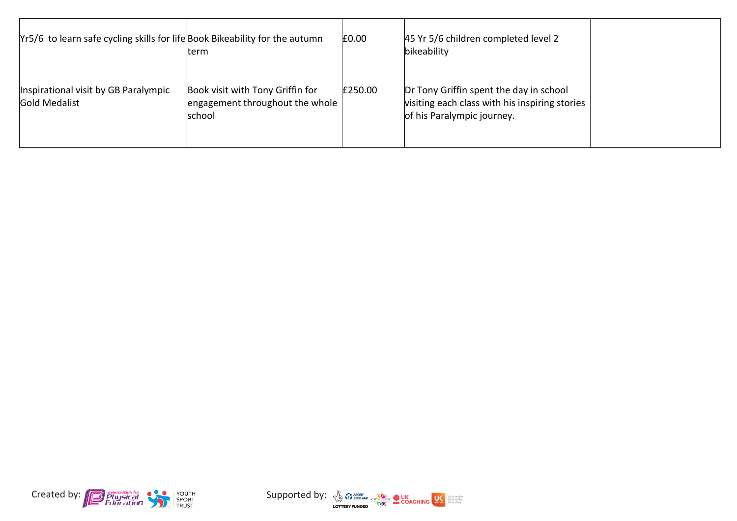| | | | | |
|---|---|---|---|---|
| Yr5/6 to learn safe cycling skills for life | Book Bikeability for the autumn term | £0.00 | 45 Yr 5/6 children completed level 2 bikeability | |
| Inspirational visit by GB Paralympic Gold Medalist | Book visit with Tony Griffin for engagement throughout the whole school | £250.00 | Dr Tony Griffin spent the day in school visiting each class with his inspiring stories of his Paralympic journey. | |

Created by: association for Physical Education, YOUTH SPORT TRUST

Supported by: SPORT ENGLAND, LOTTERY FUNDED, CSPNETWORK, UK COACHING, UK active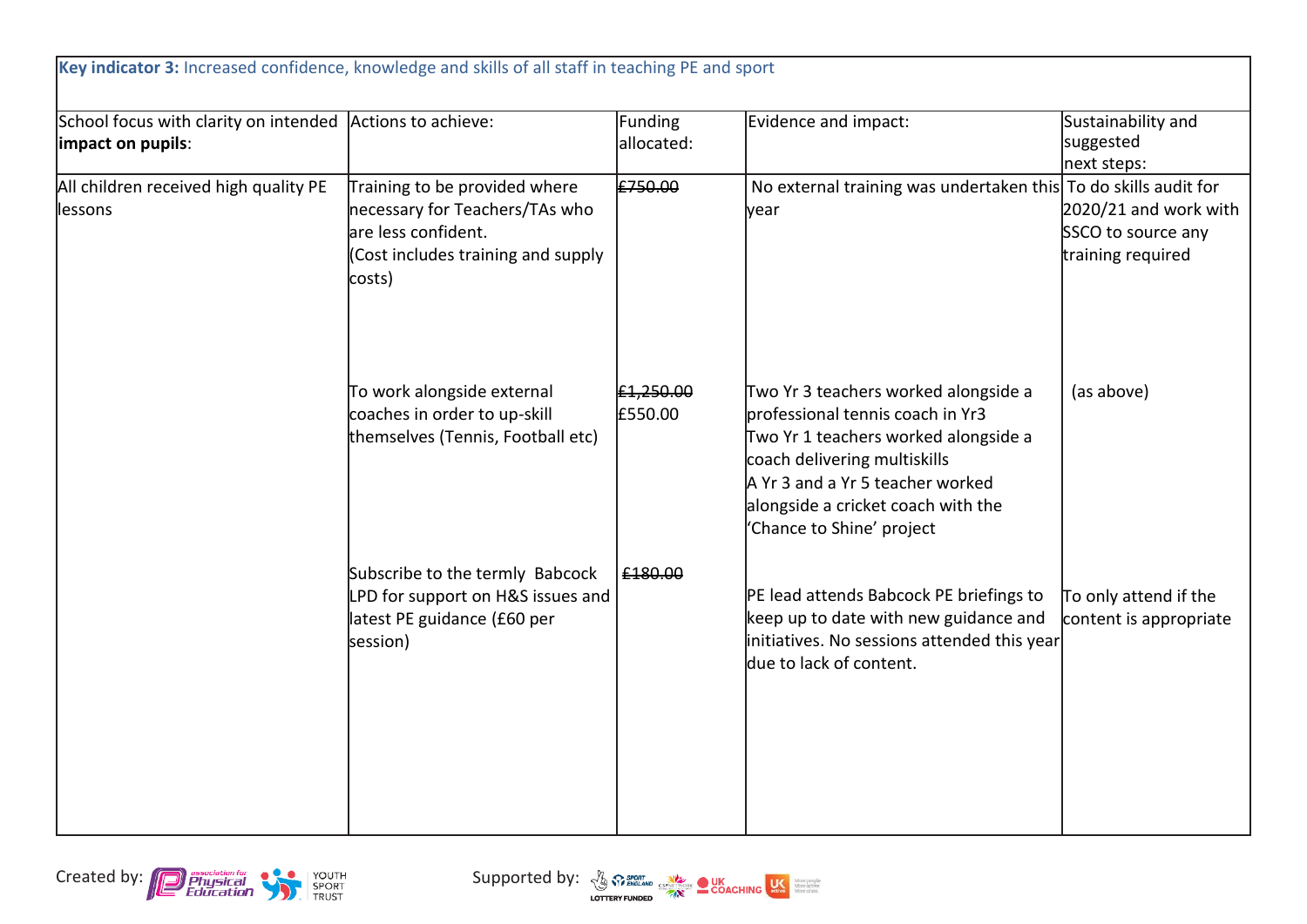**Key indicator 3:** Increased confidence, knowledge and skills of all staff in teaching PE and sport

| School focus with clarity on intended **impact on pupils**: | Actions to achieve: | Funding allocated: | Evidence and impact: | Sustainability and suggested next steps: |
|---|---|---|---|---|
| All children received high quality PE lessons | Training to be provided where necessary for Teachers/TAs who are less confident. (Cost includes training and supply costs) | ~~£750.00~~ | No external training was undertaken this year | To do skills audit for 2020/21 and work with SSCO to source any training required |
| | To work alongside external coaches in order to up-skill themselves (Tennis, Football etc) | ~~£1,250.00~~ £550.00 | Two Yr 3 teachers worked alongside a professional tennis coach in Yr3<br>Two Yr 1 teachers worked alongside a coach delivering multiskills<br>A Yr 3 and a Yr 5 teacher worked alongside a cricket coach with the 'Chance to Shine' project | (as above) |
| | Subscribe to the termly Babcock LPD for support on H&S issues and latest PE guidance (£60 per session) | ~~£180.00~~ | PE lead attends Babcock PE briefings to keep up to date with new guidance and initiatives. No sessions attended this year due to lack of content. | To only attend if the content is appropriate |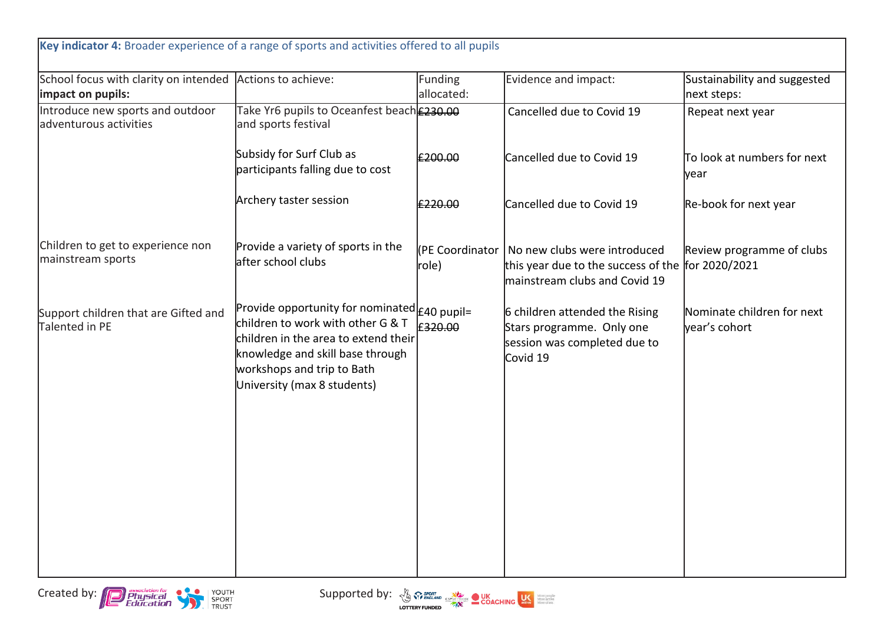**Key indicator 4:** Broader experience of a range of sports and activities offered to all pupils

| School focus with clarity on intended **impact on pupils:** | Actions to achieve: | Funding allocated: | Evidence and impact: | Sustainability and suggested next steps: |
|---|---|---|---|---|
| Introduce new sports and outdoor adventurous activities | Take Yr6 pupils to Oceanfest beach and sports festival | ~~£230.00~~ | Cancelled due to Covid 19 | Repeat next year |
| | Subsidy for Surf Club as participants falling due to cost | ~~£200.00~~ | Cancelled due to Covid 19 | To look at numbers for next year |
| | Archery taster session | ~~£220.00~~ | Cancelled due to Covid 19 | Re-book for next year |
| Children to get to experience non mainstream sports | Provide a variety of sports in the after school clubs | (PE Coordinator role) | No new clubs were introduced this year due to the success of the mainstream clubs and Covid 19 | Review programme of clubs for 2020/2021 |
| Support children that are Gifted and Talented in PE | Provide opportunity for nominated children to work with other G & T children in the area to extend their knowledge and skill base through workshops and trip to Bath University (max 8 students) | £40 pupil= ~~£320.00~~ | 6 children attended the Rising Stars programme. Only one session was completed due to Covid 19 | Nominate children for next year's cohort |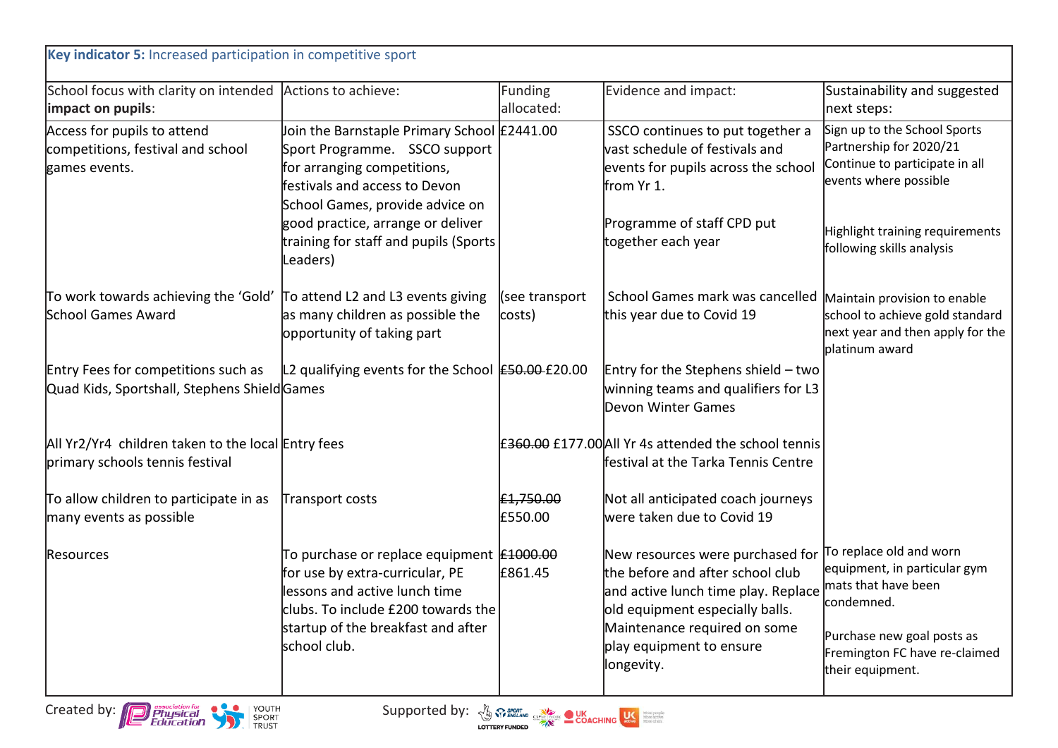**Key indicator 5:** Increased participation in competitive sport

| School focus with clarity on intended **impact on pupils**: | Actions to achieve: | Funding allocated: | Evidence and impact: | Sustainability and suggested next steps: |
|---|---|---|---|---|
| Access for pupils to attend competitions, festival and school games events. | Join the Barnstaple Primary School Sport Programme. SSCO support for arranging competitions, festivals and access to Devon School Games, provide advice on good practice, arrange or deliver training for staff and pupils (Sports Leaders) | £2441.00 | SSCO continues to put together a vast schedule of festivals and events for pupils across the school from Yr 1.<br><br>Programme of staff CPD put together each year | Sign up to the School Sports Partnership for 2020/21 Continue to participate in all events where possible<br><br>Highlight training requirements following skills analysis |
| To work towards achieving the 'Gold' School Games Award | To attend L2 and L3 events giving as many children as possible the opportunity of taking part | (see transport costs) | School Games mark was cancelled this year due to Covid 19 | Maintain provision to enable school to achieve gold standard next year and then apply for the platinum award |
| Entry Fees for competitions such as Quad Kids, Sportshall, Stephens Shield | L2 qualifying events for the School Games | ~~£50.00~~ £20.00 | Entry for the Stephens shield – two winning teams and qualifiers for L3 Devon Winter Games | |
| All Yr2/Yr4 children taken to the local primary schools tennis festival | Entry fees | ~~£360.00~~ £177.00 | All Yr 4s attended the school tennis festival at the Tarka Tennis Centre | |
| To allow children to participate in as many events as possible | Transport costs | ~~£1,750.00~~ £550.00 | Not all anticipated coach journeys were taken due to Covid 19 | |
| Resources | To purchase or replace equipment for use by extra-curricular, PE lessons and active lunch time clubs. To include £200 towards the startup of the breakfast and after school club. | ~~£1000.00~~ £861.45 | New resources were purchased for the before and after school club and active lunch time play. Replace old equipment especially balls. Maintenance required on some play equipment to ensure longevity. | To replace old and worn equipment, in particular gym mats that have been condemned.<br><br>Purchase new goal posts as Fremington FC have re-claimed their equipment. |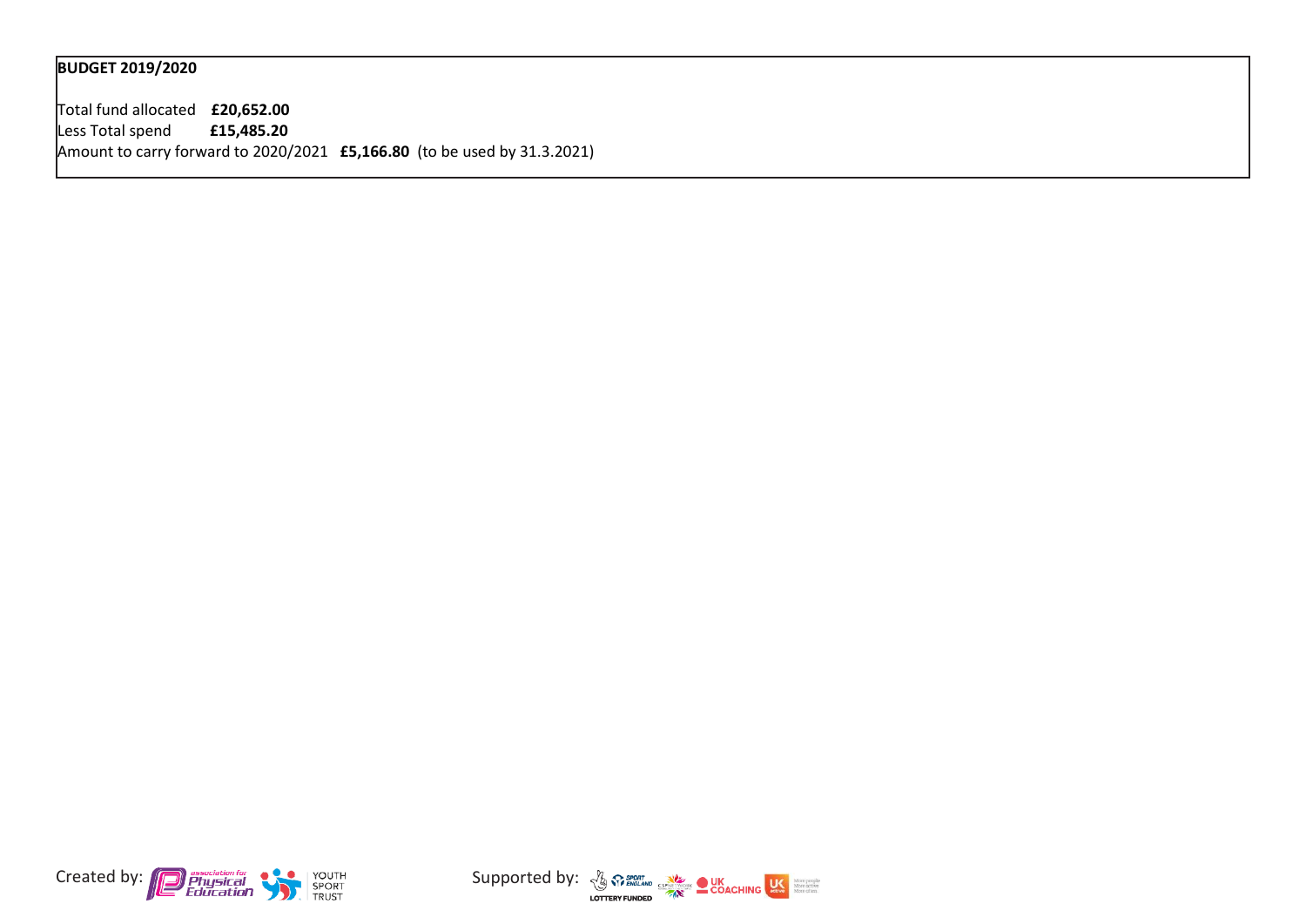**BUDGET 2019/2020**

Total fund allocated **£20,652.00**
Less Total spend **£15,485.20**
Amount to carry forward to 2020/2021 **£5,166.80** (to be used by 31.3.2021)